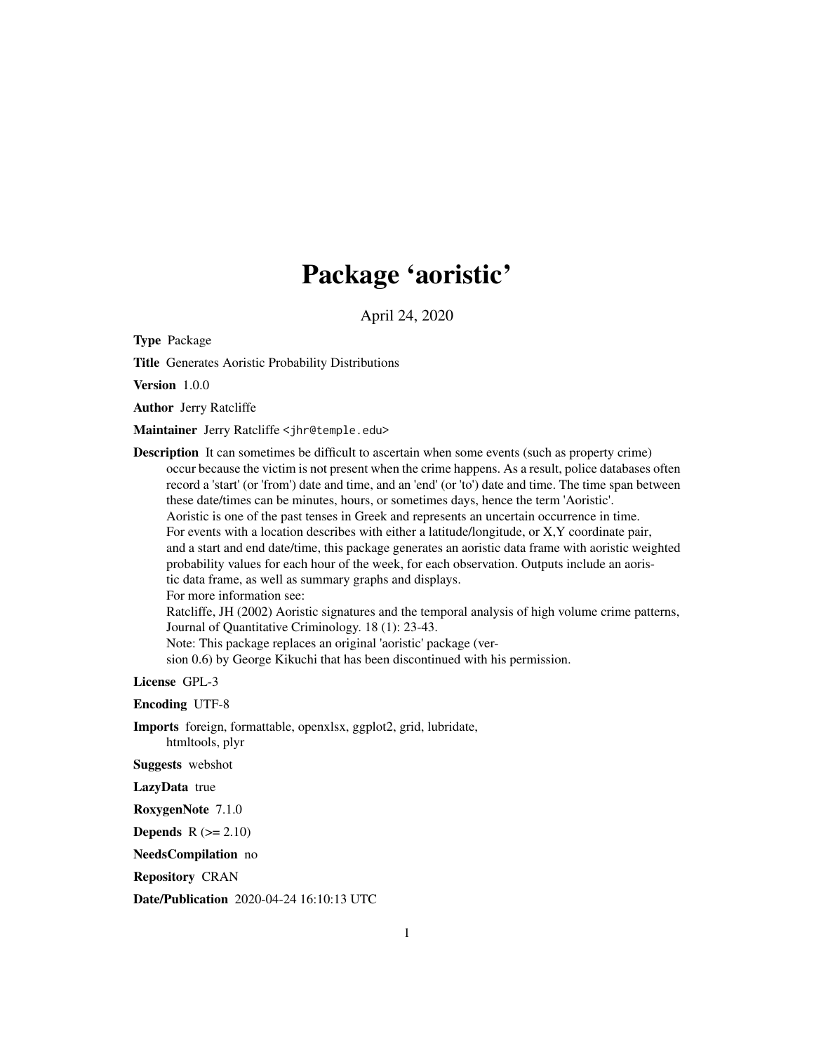# Package 'aoristic'

April 24, 2020

**Type** Package

**Title** Generates Aoristic Probability Distributions

**Version** 1.0.0

**Author** Jerry Ratcliffe

**Maintainer** Jerry Ratcliffe <jhr@temple.edu>

**Description** It can sometimes be difficult to ascertain when some events (such as property crime) occur because the victim is not present when the crime happens. As a result, police databases often record a 'start' (or 'from') date and time, and an 'end' (or 'to') date and time. The time span between these date/times can be minutes, hours, or sometimes days, hence the term 'Aoristic'. Aoristic is one of the past tenses in Greek and represents an uncertain occurrence in time. For events with a location describes with either a latitude/longitude, or X,Y coordinate pair, and a start and end date/time, this package generates an aoristic data frame with aoristic weighted probability values for each hour of the week, for each observation. Outputs include an aoristic data frame, as well as summary graphs and displays.
For more information see:
Ratcliffe, JH (2002) Aoristic signatures and the temporal analysis of high volume crime patterns, Journal of Quantitative Criminology. 18 (1): 23-43.
Note: This package replaces an original 'aoristic' package (version 0.6) by George Kikuchi that has been discontinued with his permission.

**License** GPL-3

**Encoding** UTF-8

**Imports** foreign, formattable, openxlsx, ggplot2, grid, lubridate, htmltools, plyr

**Suggests** webshot

**LazyData** true

**RoxygenNote** 7.1.0

**Depends** R (>= 2.10)

**NeedsCompilation** no

**Repository** CRAN

**Date/Publication** 2020-04-24 16:10:13 UTC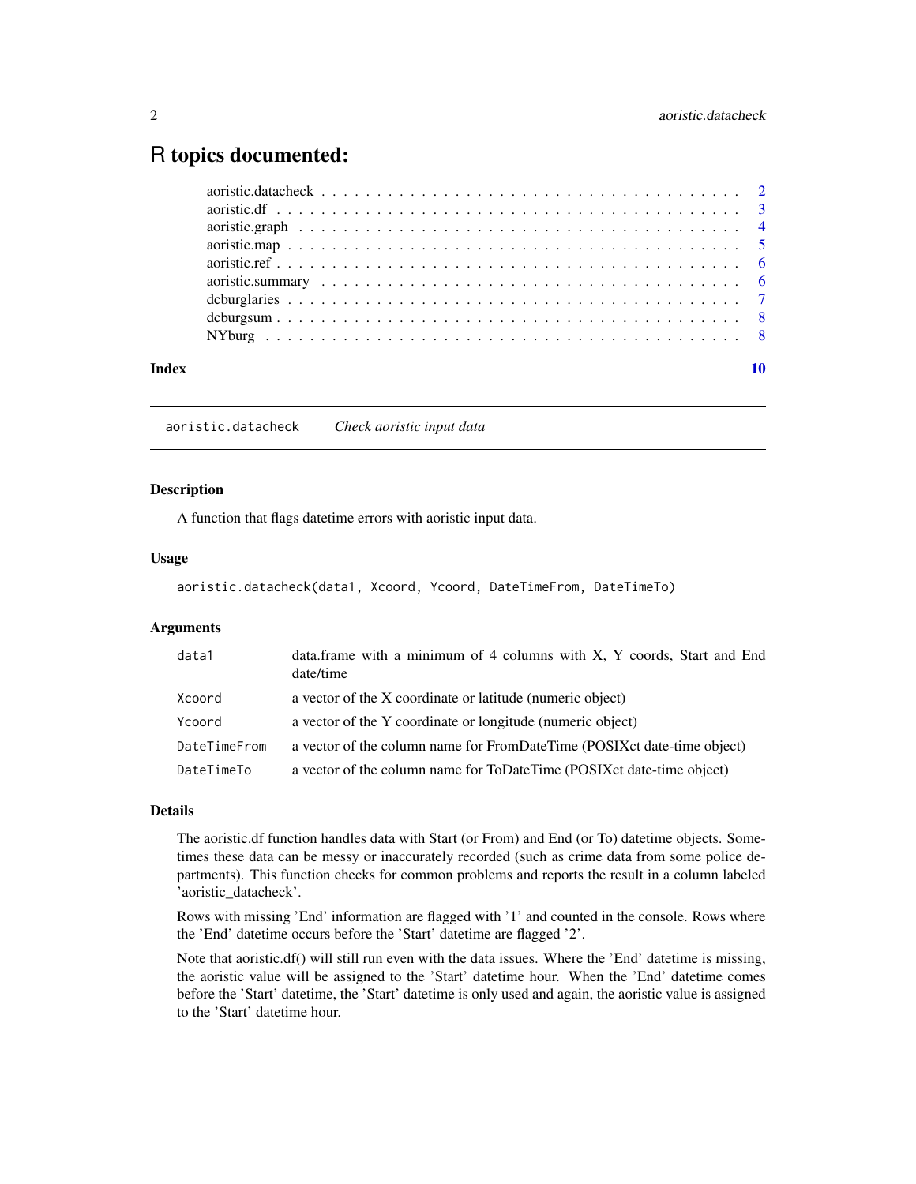# R topics documented:

- aoristic.datacheck . . . . . . . . . . . . . . . . . . . . . . . . . . . . . . . . . . . . . 2
- aoristic.df . . . . . . . . . . . . . . . . . . . . . . . . . . . . . . . . . . . . . . . . . . . 3
- aoristic.graph . . . . . . . . . . . . . . . . . . . . . . . . . . . . . . . . . . . . . . . . 4
- aoristic.map . . . . . . . . . . . . . . . . . . . . . . . . . . . . . . . . . . . . . . . . . 5
- aoristic.ref . . . . . . . . . . . . . . . . . . . . . . . . . . . . . . . . . . . . . . . . . . 6
- aoristic.summary . . . . . . . . . . . . . . . . . . . . . . . . . . . . . . . . . . . . . 6
- dcburglaries . . . . . . . . . . . . . . . . . . . . . . . . . . . . . . . . . . . . . . . . . 7
- dcburgsum . . . . . . . . . . . . . . . . . . . . . . . . . . . . . . . . . . . . . . . . . . 8
- NYburg . . . . . . . . . . . . . . . . . . . . . . . . . . . . . . . . . . . . . . . . . . . . 8

**Index** **10**

---

## aoristic.datacheck *Check aoristic input data*

### Description

A function that flags datetime errors with aoristic input data.

### Usage

```
aoristic.datacheck(data1, Xcoord, Ycoord, DateTimeFrom, DateTimeTo)
```

### Arguments

| | |
|---|---|
| data1 | data.frame with a minimum of 4 columns with X, Y coords, Start and End date/time |
| Xcoord | a vector of the X coordinate or latitude (numeric object) |
| Ycoord | a vector of the Y coordinate or longitude (numeric object) |
| DateTimeFrom | a vector of the column name for FromDateTime (POSIXct date-time object) |
| DateTimeTo | a vector of the column name for ToDateTime (POSIXct date-time object) |

### Details

The aoristic.df function handles data with Start (or From) and End (or To) datetime objects. Sometimes these data can be messy or inaccurately recorded (such as crime data from some police departments). This function checks for common problems and reports the result in a column labeled 'aoristic_datacheck'.

Rows with missing 'End' information are flagged with '1' and counted in the console. Rows where the 'End' datetime occurs before the 'Start' datetime are flagged '2'.

Note that aoristic.df() will still run even with the data issues. Where the 'End' datetime is missing, the aoristic value will be assigned to the 'Start' datetime hour. When the 'End' datetime comes before the 'Start' datetime, the 'Start' datetime is only used and again, the aoristic value is assigned to the 'Start' datetime hour.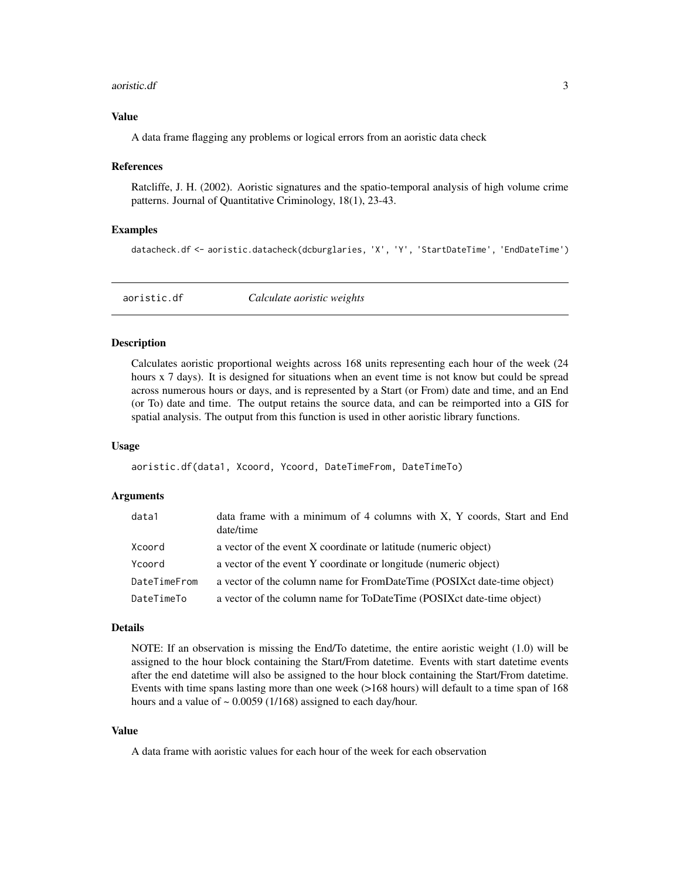### Value

A data frame flagging any problems or logical errors from an aoristic data check

### References

Ratcliffe, J. H. (2002). Aoristic signatures and the spatio-temporal analysis of high volume crime patterns. Journal of Quantitative Criminology, 18(1), 23-43.

### Examples

```
datacheck.df <- aoristic.datacheck(dcburglaries, 'X', 'Y', 'StartDateTime', 'EndDateTime')
```

---

## aoristic.df — *Calculate aoristic weights*

### Description

Calculates aoristic proportional weights across 168 units representing each hour of the week (24 hours x 7 days). It is designed for situations when an event time is not know but could be spread across numerous hours or days, and is represented by a Start (or From) date and time, and an End (or To) date and time. The output retains the source data, and can be reimported into a GIS for spatial analysis. The output from this function is used in other aoristic library functions.

### Usage

```
aoristic.df(data1, Xcoord, Ycoord, DateTimeFrom, DateTimeTo)
```

### Arguments

| | |
|---|---|
| `data1` | data frame with a minimum of 4 columns with X, Y coords, Start and End date/time |
| `Xcoord` | a vector of the event X coordinate or latitude (numeric object) |
| `Ycoord` | a vector of the event Y coordinate or longitude (numeric object) |
| `DateTimeFrom` | a vector of the column name for FromDateTime (POSIXct date-time object) |
| `DateTimeTo` | a vector of the column name for ToDateTime (POSIXct date-time object) |

### Details

NOTE: If an observation is missing the End/To datetime, the entire aoristic weight (1.0) will be assigned to the hour block containing the Start/From datetime. Events with start datetime events after the end datetime will also be assigned to the hour block containing the Start/From datetime. Events with time spans lasting more than one week (>168 hours) will default to a time span of 168 hours and a value of ~ 0.0059 (1/168) assigned to each day/hour.

### Value

A data frame with aoristic values for each hour of the week for each observation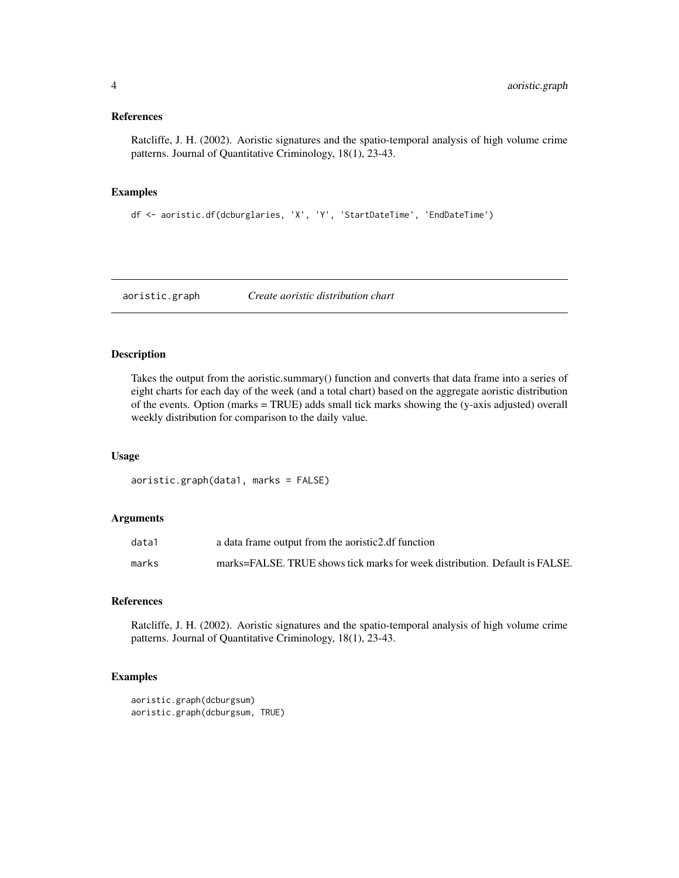### References

Ratcliffe, J. H. (2002). Aoristic signatures and the spatio-temporal analysis of high volume crime patterns. Journal of Quantitative Criminology, 18(1), 23-43.

### Examples

```
df <- aoristic.df(dcburglaries, 'X', 'Y', 'StartDateTime', 'EndDateTime')
```

---

## aoristic.graph *Create aoristic distribution chart*

---

### Description

Takes the output from the aoristic.summary() function and converts that data frame into a series of eight charts for each day of the week (and a total chart) based on the aggregate aoristic distribution of the events. Option (marks = TRUE) adds small tick marks showing the (y-axis adjusted) overall weekly distribution for comparison to the daily value.

### Usage

```
aoristic.graph(data1, marks = FALSE)
```

### Arguments

| | |
|---|---|
| `data1` | a data frame output from the aoristic2.df function |
| `marks` | marks=FALSE. TRUE shows tick marks for week distribution. Default is FALSE. |

### References

Ratcliffe, J. H. (2002). Aoristic signatures and the spatio-temporal analysis of high volume crime patterns. Journal of Quantitative Criminology, 18(1), 23-43.

### Examples

```
aoristic.graph(dcburgsum)
aoristic.graph(dcburgsum, TRUE)
```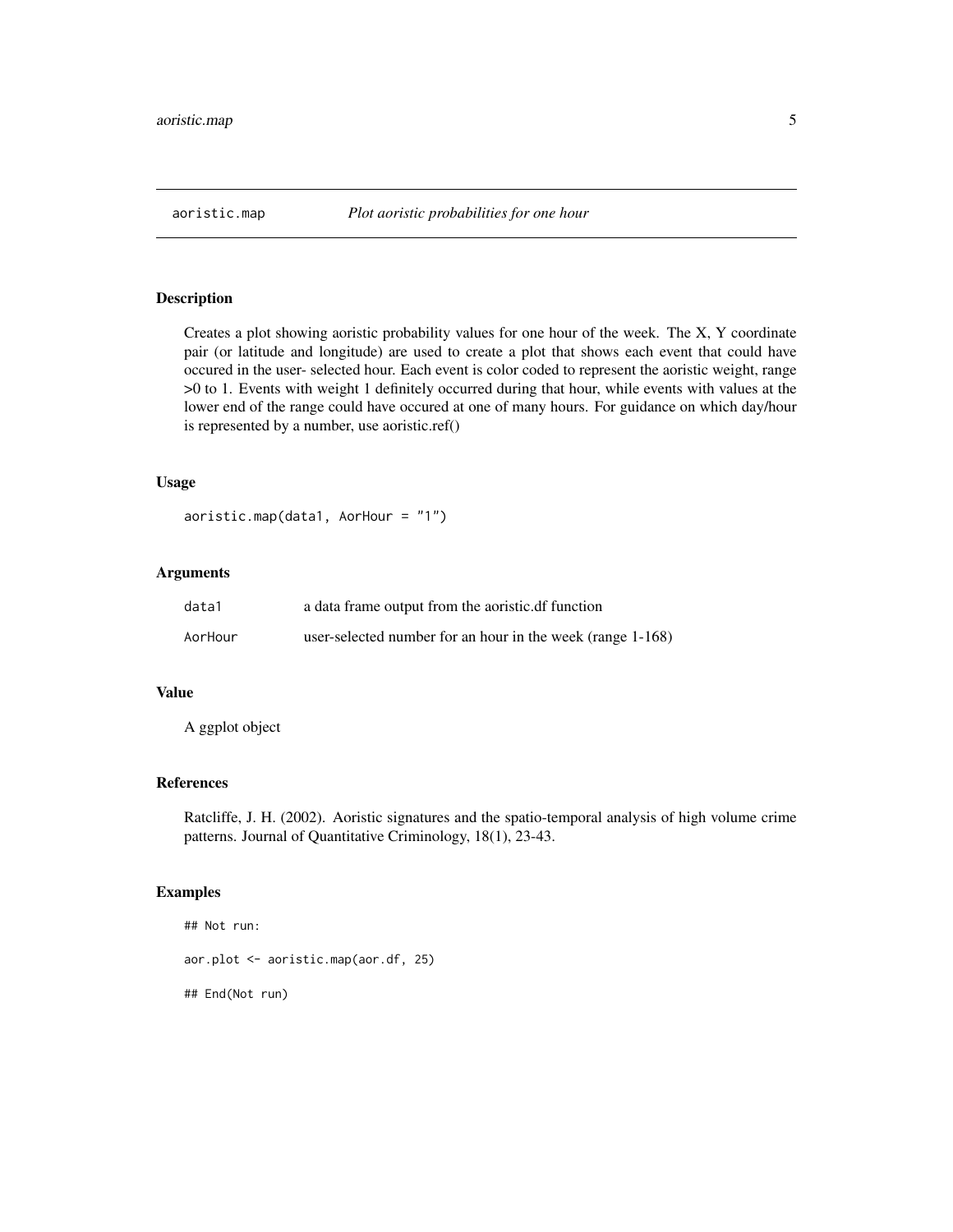## aoristic.map — *Plot aoristic probabilities for one hour*

### Description

Creates a plot showing aoristic probability values for one hour of the week. The X, Y coordinate pair (or latitude and longitude) are used to create a plot that shows each event that could have occured in the user- selected hour. Each event is color coded to represent the aoristic weight, range >0 to 1. Events with weight 1 definitely occurred during that hour, while events with values at the lower end of the range could have occured at one of many hours. For guidance on which day/hour is represented by a number, use aoristic.ref()

### Usage

```
aoristic.map(data1, AorHour = "1")
```

### Arguments

| | |
|---|---|
| data1 | a data frame output from the aoristic.df function |
| AorHour | user-selected number for an hour in the week (range 1-168) |

### Value

A ggplot object

### References

Ratcliffe, J. H. (2002). Aoristic signatures and the spatio-temporal analysis of high volume crime patterns. Journal of Quantitative Criminology, 18(1), 23-43.

### Examples

```
## Not run:

aor.plot <- aoristic.map(aor.df, 25)

## End(Not run)
```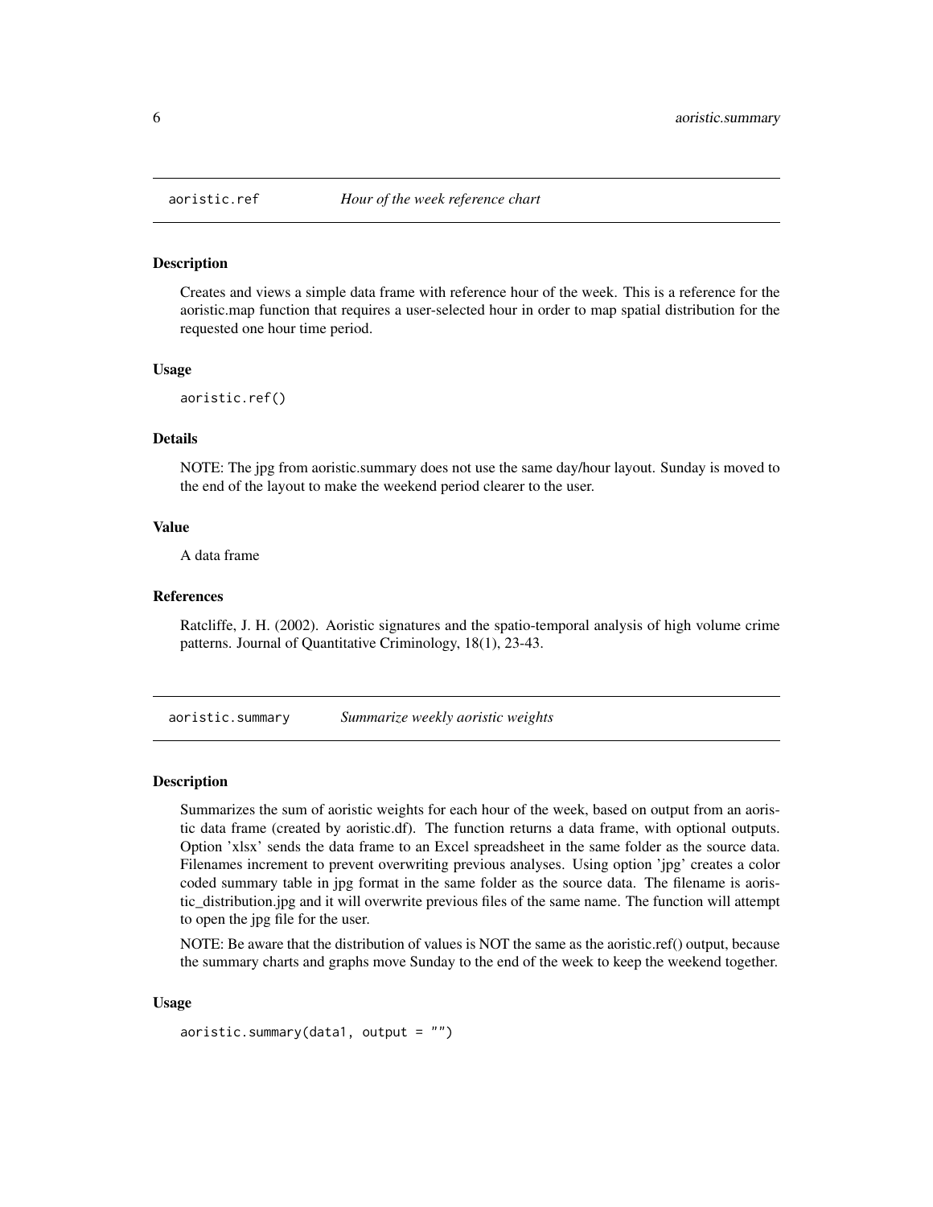## aoristic.ref — *Hour of the week reference chart*

### Description

Creates and views a simple data frame with reference hour of the week. This is a reference for the aoristic.map function that requires a user-selected hour in order to map spatial distribution for the requested one hour time period.

### Usage

```
aoristic.ref()
```

### Details

NOTE: The jpg from aoristic.summary does not use the same day/hour layout. Sunday is moved to the end of the layout to make the weekend period clearer to the user.

### Value

A data frame

### References

Ratcliffe, J. H. (2002). Aoristic signatures and the spatio-temporal analysis of high volume crime patterns. Journal of Quantitative Criminology, 18(1), 23-43.

## aoristic.summary — *Summarize weekly aoristic weights*

### Description

Summarizes the sum of aoristic weights for each hour of the week, based on output from an aoristic data frame (created by aoristic.df). The function returns a data frame, with optional outputs. Option 'xlsx' sends the data frame to an Excel spreadsheet in the same folder as the source data. Filenames increment to prevent overwriting previous analyses. Using option 'jpg' creates a color coded summary table in jpg format in the same folder as the source data. The filename is aoristic_distribution.jpg and it will overwrite previous files of the same name. The function will attempt to open the jpg file for the user.

NOTE: Be aware that the distribution of values is NOT the same as the aoristic.ref() output, because the summary charts and graphs move Sunday to the end of the week to keep the weekend together.

### Usage

```
aoristic.summary(data1, output = "")
```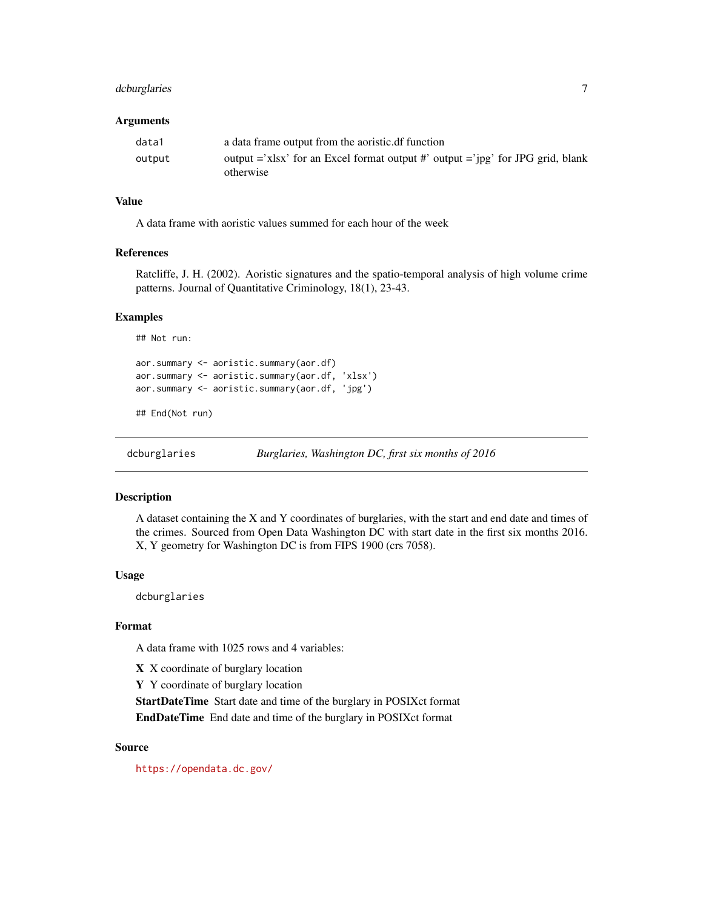### Arguments

| | |
|---|---|
| data1 | a data frame output from the aoristic.df function |
| output | output ='xlsx' for an Excel format output #' output ='jpg' for JPG grid, blank otherwise |

### Value

A data frame with aoristic values summed for each hour of the week

### References

Ratcliffe, J. H. (2002). Aoristic signatures and the spatio-temporal analysis of high volume crime patterns. Journal of Quantitative Criminology, 18(1), 23-43.

### Examples

```
## Not run:

aor.summary <- aoristic.summary(aor.df)
aor.summary <- aoristic.summary(aor.df, 'xlsx')
aor.summary <- aoristic.summary(aor.df, 'jpg')

## End(Not run)
```

---

## dcburglaries — *Burglaries, Washington DC, first six months of 2016*

---

### Description

A dataset containing the X and Y coordinates of burglaries, with the start and end date and times of the crimes. Sourced from Open Data Washington DC with start date in the first six months 2016. X, Y geometry for Washington DC is from FIPS 1900 (crs 7058).

### Usage

```
dcburglaries
```

### Format

A data frame with 1025 rows and 4 variables:

**X** X coordinate of burglary location

**Y** Y coordinate of burglary location

**StartDateTime** Start date and time of the burglary in POSIXct format

**EndDateTime** End date and time of the burglary in POSIXct format

### Source

https://opendata.dc.gov/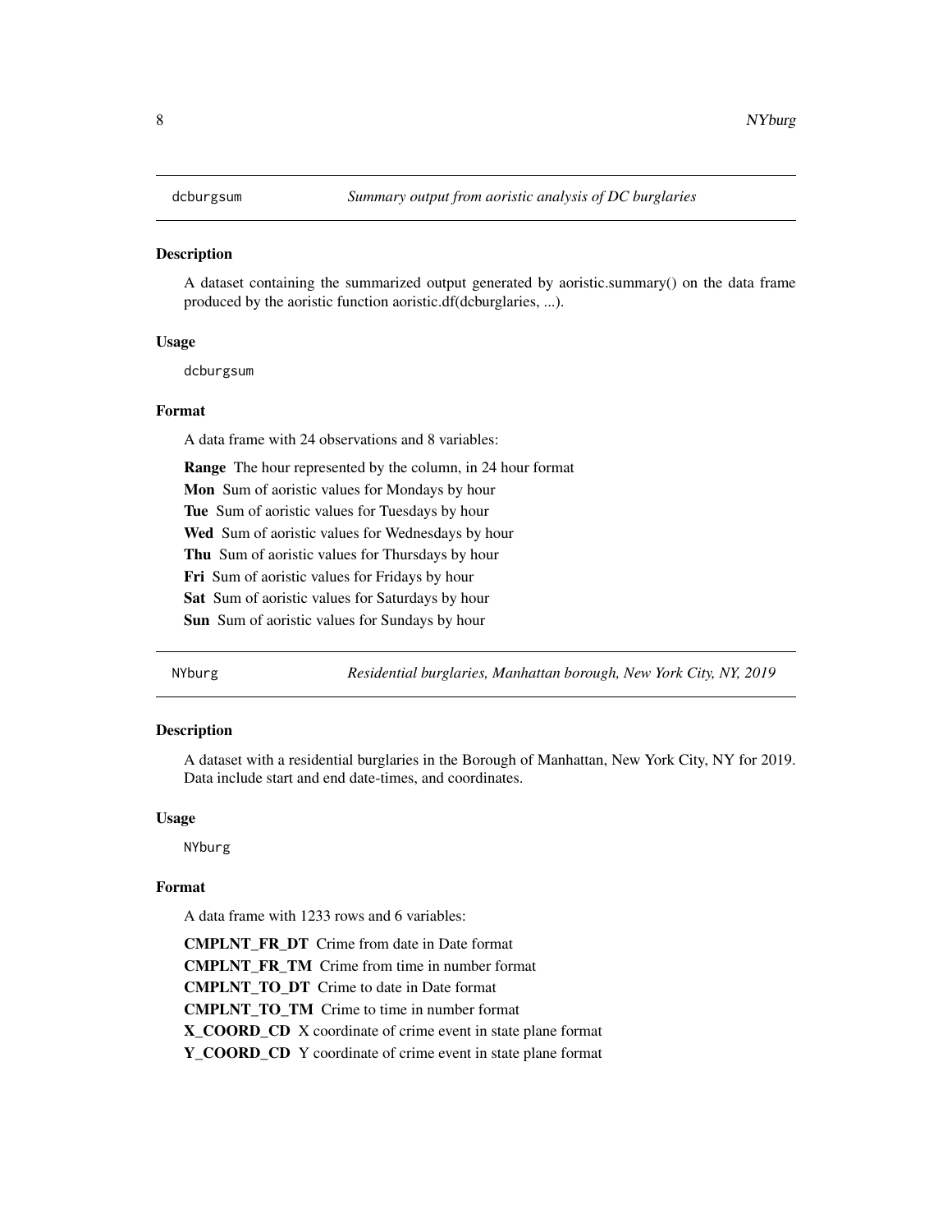## dcburgsum *Summary output from aoristic analysis of DC burglaries*

### Description

A dataset containing the summarized output generated by aoristic.summary() on the data frame produced by the aoristic function aoristic.df(dcburglaries, ...).

### Usage

```
dcburgsum
```

### Format

A data frame with 24 observations and 8 variables:

**Range** The hour represented by the column, in 24 hour format

**Mon** Sum of aoristic values for Mondays by hour

**Tue** Sum of aoristic values for Tuesdays by hour

**Wed** Sum of aoristic values for Wednesdays by hour

**Thu** Sum of aoristic values for Thursdays by hour

**Fri** Sum of aoristic values for Fridays by hour

**Sat** Sum of aoristic values for Saturdays by hour

**Sun** Sum of aoristic values for Sundays by hour

## NYburg *Residential burglaries, Manhattan borough, New York City, NY, 2019*

### Description

A dataset with a residential burglaries in the Borough of Manhattan, New York City, NY for 2019. Data include start and end date-times, and coordinates.

### Usage

```
NYburg
```

### Format

A data frame with 1233 rows and 6 variables:

**CMPLNT_FR_DT** Crime from date in Date format

**CMPLNT_FR_TM** Crime from time in number format

**CMPLNT_TO_DT** Crime to date in Date format

**CMPLNT_TO_TM** Crime to time in number format

**X_COORD_CD** X coordinate of crime event in state plane format

**Y_COORD_CD** Y coordinate of crime event in state plane format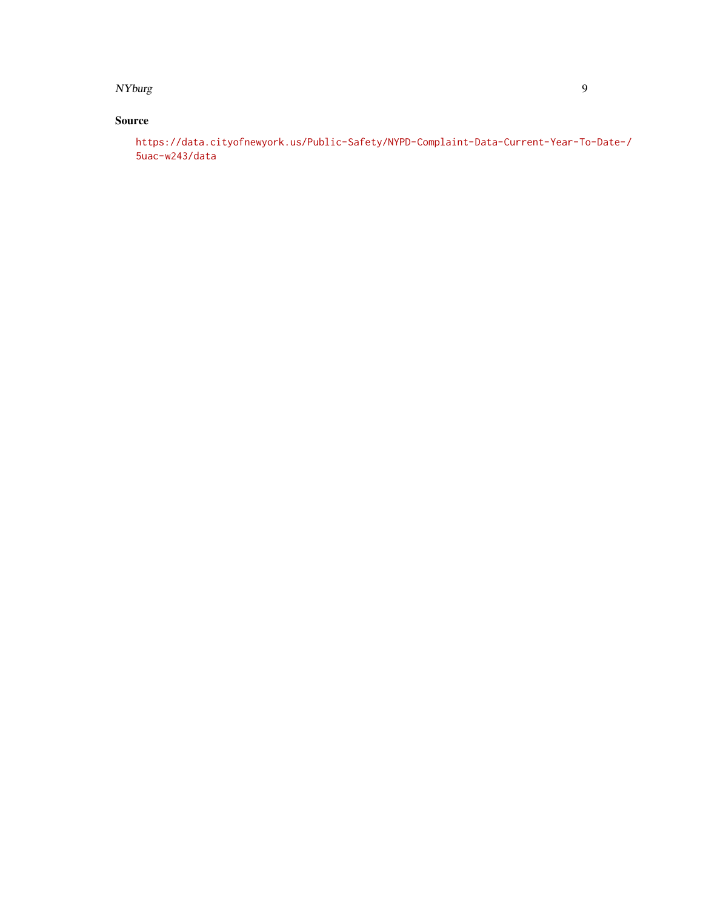### Source

https://data.cityofnewyork.us/Public-Safety/NYPD-Complaint-Data-Current-Year-To-Date-/5uac-w243/data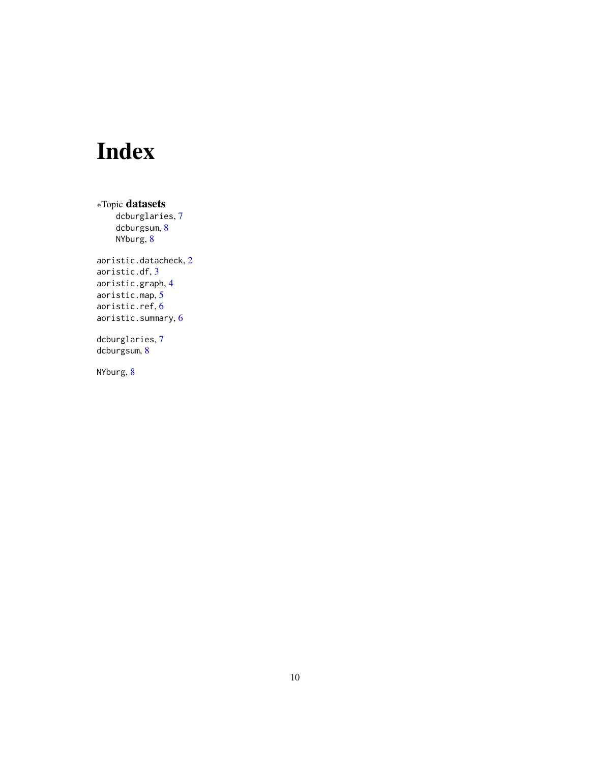# Index

*Topic **datasets**
- dcburglaries, 7
- dcburgsum, 8
- NYburg, 8

aoristic.datacheck, 2
aoristic.df, 3
aoristic.graph, 4
aoristic.map, 5
aoristic.ref, 6
aoristic.summary, 6

dcburglaries, 7
dcburgsum, 8

NYburg, 8